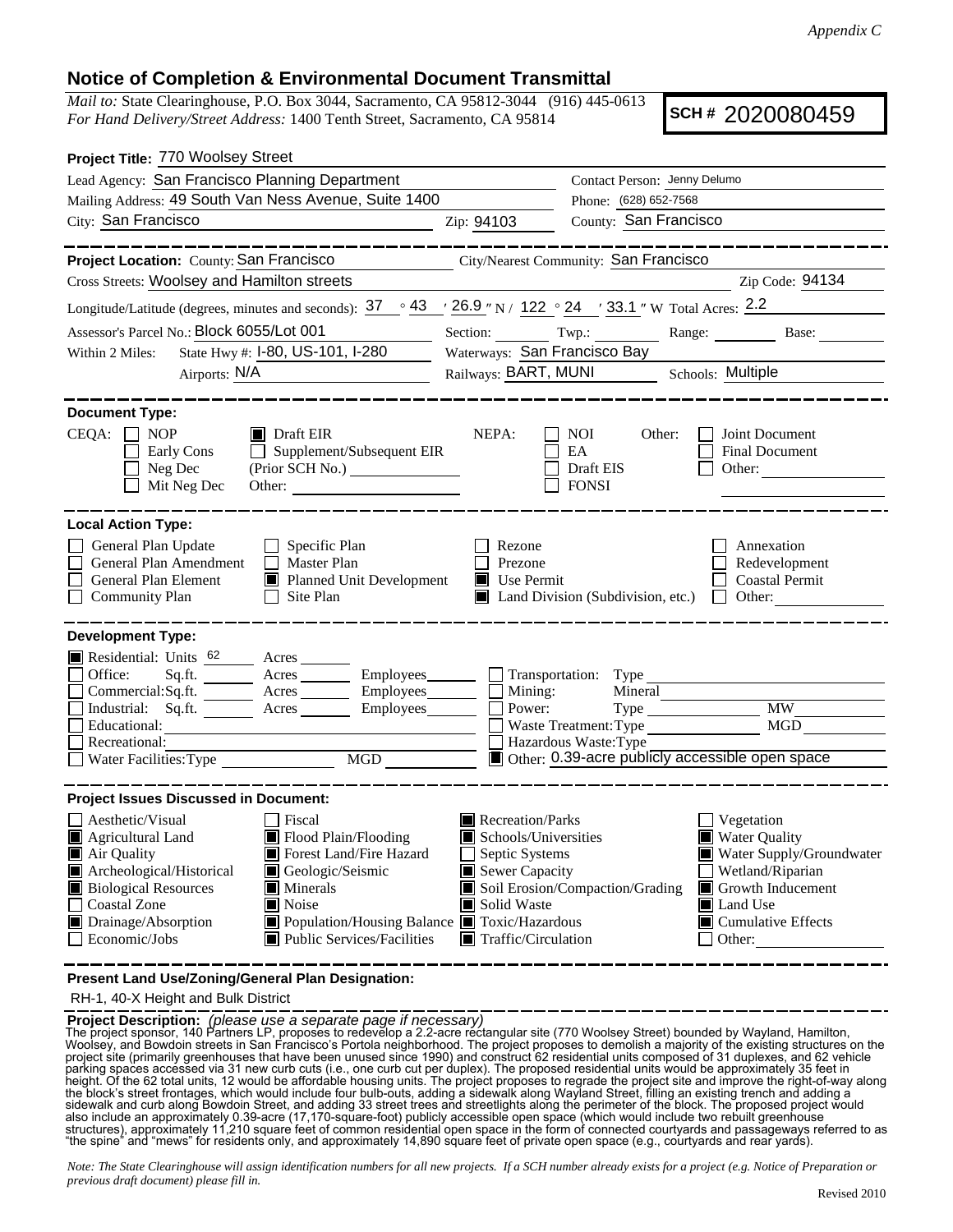*Appendix C*

## Notice of Completion & Environmental Document Transmittal

*Mail to:* State Clearinghouse, P.O. Box 3044, Sacramento, CA 95812-3044 (916) 445-0613
*For Hand Delivery/Street Address:* 1400 Tenth Street, Sacramento, CA 95814

**SCH #** 2020080459

**Project Title:** 770 Woolsey Street

Lead Agency: San Francisco Planning Department
Contact Person: Jenny Delumo
Mailing Address: 49 South Van Ness Avenue, Suite 1400
Phone: (628) 652-7568
City: San Francisco
Zip: 94103
County: San Francisco

**Project Location:** County: San Francisco
City/Nearest Community: San Francisco
Cross Streets: Woolsey and Hamilton streets
Zip Code: 94134

Longitude/Latitude (degrees, minutes and seconds): 37 ° 43 ′ 26.9 ″ N / 122 ° 24 ′ 33.1 ″ W Total Acres: 2.2

Assessor's Parcel No.: Block 6055/Lot 001
Section: Twp.: Range: Base:

Within 2 Miles: State Hwy #: I-80, US-101, I-280
Waterways: San Francisco Bay
Airports: N/A
Railways: BART, MUNI
Schools: Multiple

**Document Type:**

CEQA: ☐ NOP ☐ Early Cons ☐ Neg Dec ☐ Mit Neg Dec ☒ Draft EIR ☐ Supplement/Subsequent EIR (Prior SCH No.) Other:

NEPA: ☐ NOI ☐ EA ☐ Draft EIS ☐ FONSI

Other: ☐ Joint Document ☐ Final Document ☐ Other:

**Local Action Type:**

- ☐ General Plan Update
- ☐ General Plan Amendment
- ☐ General Plan Element
- ☐ Community Plan
- ☐ Specific Plan
- ☐ Master Plan
- ☒ Planned Unit Development
- ☐ Site Plan
- ☐ Rezone
- ☐ Prezone
- ☒ Use Permit
- ☒ Land Division (Subdivision, etc.)
- ☐ Annexation
- ☐ Redevelopment
- ☐ Coastal Permit
- ☐ Other:

**Development Type:**

- ☒ Residential: Units 62 Acres
- ☐ Office: Sq.ft. Acres Employees
- ☐ Commercial: Sq.ft. Acres Employees
- ☐ Industrial: Sq.ft. Acres Employees
- ☐ Educational:
- ☐ Recreational:
- ☐ Water Facilities: Type MGD
- ☐ Transportation: Type
- ☐ Mining: Mineral
- ☐ Power: Type MW
- ☐ Waste Treatment: Type MGD
- ☐ Hazardous Waste: Type
- ☒ Other: 0.39-acre publicly accessible open space

**Project Issues Discussed in Document:**

- ☐ Aesthetic/Visual
- ☒ Agricultural Land
- ☒ Air Quality
- ☒ Archeological/Historical
- ☒ Biological Resources
- ☐ Coastal Zone
- ☒ Drainage/Absorption
- ☐ Economic/Jobs
- ☐ Fiscal
- ☒ Flood Plain/Flooding
- ☒ Forest Land/Fire Hazard
- ☒ Geologic/Seismic
- ☒ Minerals
- ☒ Noise
- ☒ Population/Housing Balance
- ☒ Public Services/Facilities
- ☒ Recreation/Parks
- ☒ Schools/Universities
- ☐ Septic Systems
- ☒ Sewer Capacity
- ☒ Soil Erosion/Compaction/Grading
- ☒ Solid Waste
- ☒ Toxic/Hazardous
- ☒ Traffic/Circulation
- ☐ Vegetation
- ☒ Water Quality
- ☒ Water Supply/Groundwater
- ☐ Wetland/Riparian
- ☒ Growth Inducement
- ☒ Land Use
- ☒ Cumulative Effects
- ☐ Other:

**Present Land Use/Zoning/General Plan Designation:**

RH-1, 40-X Height and Bulk District

**Project Description:** *(please use a separate page if necessary)*
The project sponsor, 140 Partners LP, proposes to redevelop a 2.2-acre rectangular site (770 Woolsey Street) bounded by Wayland, Hamilton, Woolsey, and Bowdoin streets in San Francisco's Portola neighborhood. The project proposes to demolish a majority of the existing structures on the project site (primarily greenhouses that have been unused since 1990) and construct 62 residential units composed of 31 duplexes, and 62 vehicle parking spaces accessed via 31 new curb cuts (i.e., one curb cut per duplex). The proposed residential units would be approximately 35 feet in height. Of the 62 total units, 12 would be affordable housing units. The project proposes to regrade the project site and improve the right-of-way along the block's street frontages, which would include four bulb-outs, adding a sidewalk along Wayland Street, filling an existing trench and adding a sidewalk and curb along Bowdoin Street, and adding 33 street trees and streetlights along the perimeter of the block. The proposed project would also include an approximately 0.39-acre (17,170-square-foot) publicly accessible open space (which would include two rebuilt greenhouse structures), approximately 11,210 square feet of common residential open space in the form of connected courtyards and passageways referred to as "the spine" and "mews" for residents only, and approximately 14,890 square feet of private open space (e.g., courtyards and rear yards).

*Note: The State Clearinghouse will assign identification numbers for all new projects. If a SCH number already exists for a project (e.g. Notice of Preparation or previous draft document) please fill in.*

Revised 2010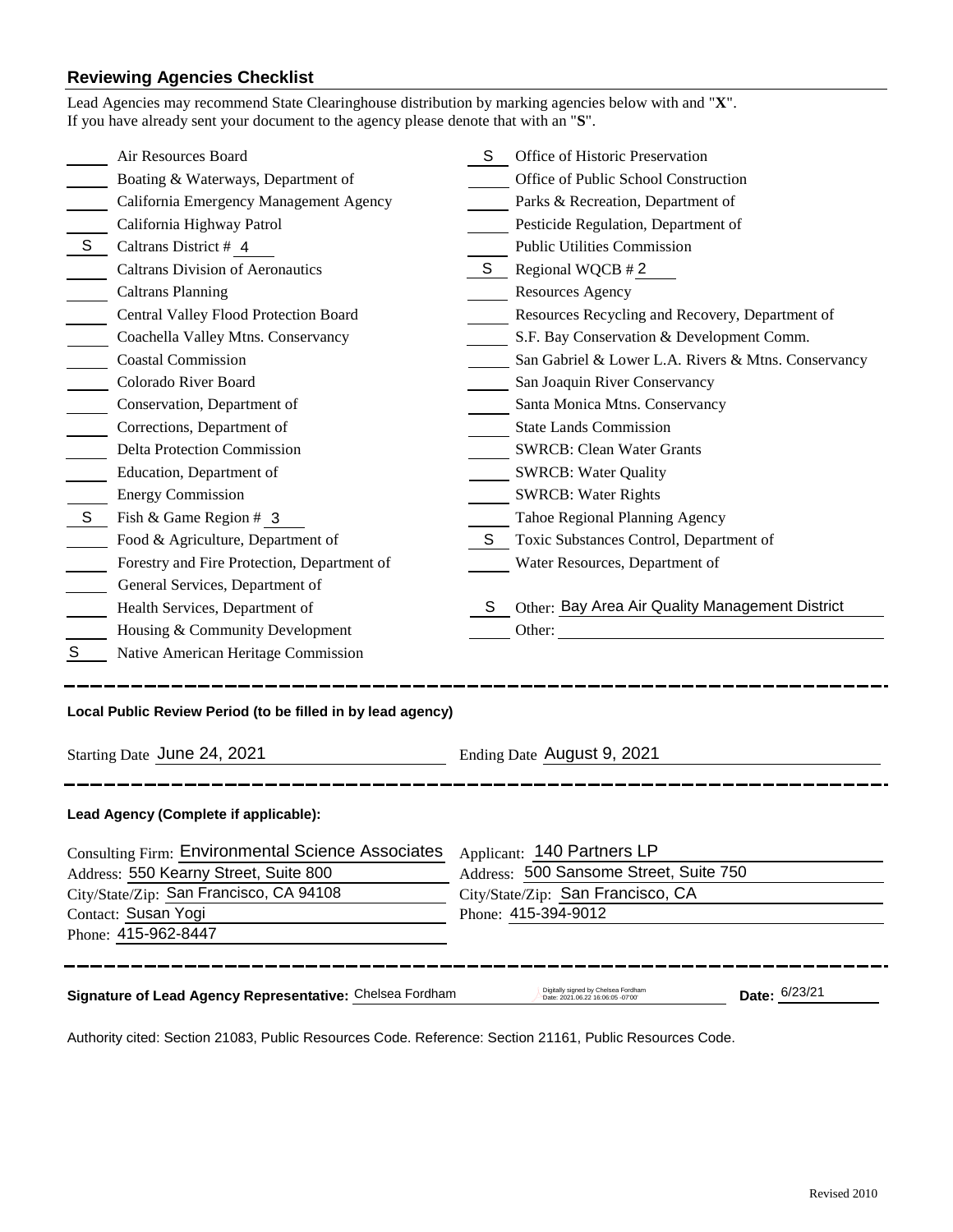## Reviewing Agencies Checklist

Lead Agencies may recommend State Clearinghouse distribution by marking agencies below with and "**X**".
If you have already sent your document to the agency please denote that with an "**S**".

| | | | |
|---|---|---|---|
| | Air Resources Board | S | Office of Historic Preservation |
| | Boating & Waterways, Department of | | Office of Public School Construction |
| | California Emergency Management Agency | | Parks & Recreation, Department of |
| | California Highway Patrol | | Pesticide Regulation, Department of |
| S | Caltrans District # 4 | | Public Utilities Commission |
| | Caltrans Division of Aeronautics | S | Regional WQCB # 2 |
| | Caltrans Planning | | Resources Agency |
| | Central Valley Flood Protection Board | | Resources Recycling and Recovery, Department of |
| | Coachella Valley Mtns. Conservancy | | S.F. Bay Conservation & Development Comm. |
| | Coastal Commission | | San Gabriel & Lower L.A. Rivers & Mtns. Conservancy |
| | Colorado River Board | | San Joaquin River Conservancy |
| | Conservation, Department of | | Santa Monica Mtns. Conservancy |
| | Corrections, Department of | | State Lands Commission |
| | Delta Protection Commission | | SWRCB: Clean Water Grants |
| | Education, Department of | | SWRCB: Water Quality |
| | Energy Commission | | SWRCB: Water Rights |
| S | Fish & Game Region # 3 | | Tahoe Regional Planning Agency |
| | Food & Agriculture, Department of | S | Toxic Substances Control, Department of |
| | Forestry and Fire Protection, Department of | | Water Resources, Department of |
| | General Services, Department of | | |
| | Health Services, Department of | S | Other: Bay Area Air Quality Management District |
| | Housing & Community Development | | Other: |
| S | Native American Heritage Commission | | |

---

**Local Public Review Period (to be filled in by lead agency)**

Starting Date June 24, 2021 Ending Date August 9, 2021

---

**Lead Agency (Complete if applicable):**

Consulting Firm: Environmental Science Associates
Address: 550 Kearny Street, Suite 800
City/State/Zip: San Francisco, CA 94108
Contact: Susan Yogi
Phone: 415-962-8447

Applicant: 140 Partners LP
Address: 500 Sansome Street, Suite 750
City/State/Zip: San Francisco, CA
Phone: 415-394-9012

---

**Signature of Lead Agency Representative:** Chelsea Fordham (Digitally signed by Chelsea Fordham Date: 2021.06.22 16:06:05 -07'00') **Date:** 6/23/21

Authority cited: Section 21083, Public Resources Code. Reference: Section 21161, Public Resources Code.

Revised 2010